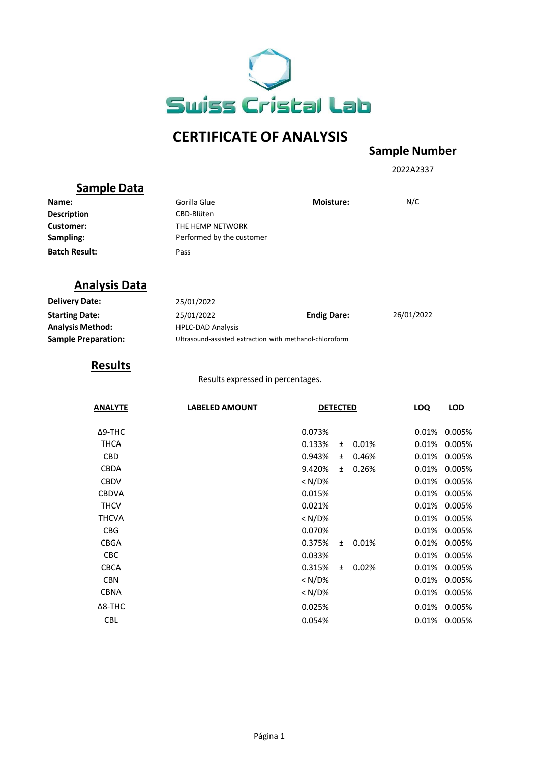Swiss Cristal Lab

# CERTIFICATE OF ANALYSIS

**Sample Number**

2022A2337

## Sample Data

| | | | |
|---|---|---|---|
| **Name:** | Gorilla Glue | **Moisture:** | N/C |
| **Description** | CBD-Blüten | | |
| **Customer:** | THE HEMP NETWORK | | |
| **Sampling:** | Performed by the customer | | |
| **Batch Result:** | Pass | | |

## Analysis Data

| | | | |
|---|---|---|---|
| **Delivery Date:** | 25/01/2022 | | |
| **Starting Date:** | 25/01/2022 | **Endig Dare:** | 26/01/2022 |
| **Analysis Method:** | HPLC-DAD Analysis | | |
| **Sample Preparation:** | Ultrasound-assisted extraction with methanol-chloroform | | |

## Results

Results expressed in percentages.

| ANALYTE | LABELED AMOUNT | DETECTED | | | LOQ | LOD |
|---|---|---|---|---|---|---|
| Δ9-THC | | 0.073% | | | 0.01% | 0.005% |
| THCA | | 0.133% | ± | 0.01% | 0.01% | 0.005% |
| CBD | | 0.943% | ± | 0.46% | 0.01% | 0.005% |
| CBDA | | 9.420% | ± | 0.26% | 0.01% | 0.005% |
| CBDV | | < N/D% | | | 0.01% | 0.005% |
| CBDVA | | 0.015% | | | 0.01% | 0.005% |
| THCV | | 0.021% | | | 0.01% | 0.005% |
| THCVA | | < N/D% | | | 0.01% | 0.005% |
| CBG | | 0.070% | | | 0.01% | 0.005% |
| CBGA | | 0.375% | ± | 0.01% | 0.01% | 0.005% |
| CBC | | 0.033% | | | 0.01% | 0.005% |
| CBCA | | 0.315% | ± | 0.02% | 0.01% | 0.005% |
| CBN | | < N/D% | | | 0.01% | 0.005% |
| CBNA | | < N/D% | | | 0.01% | 0.005% |
| Δ8-THC | | 0.025% | | | 0.01% | 0.005% |
| CBL | | 0.054% | | | 0.01% | 0.005% |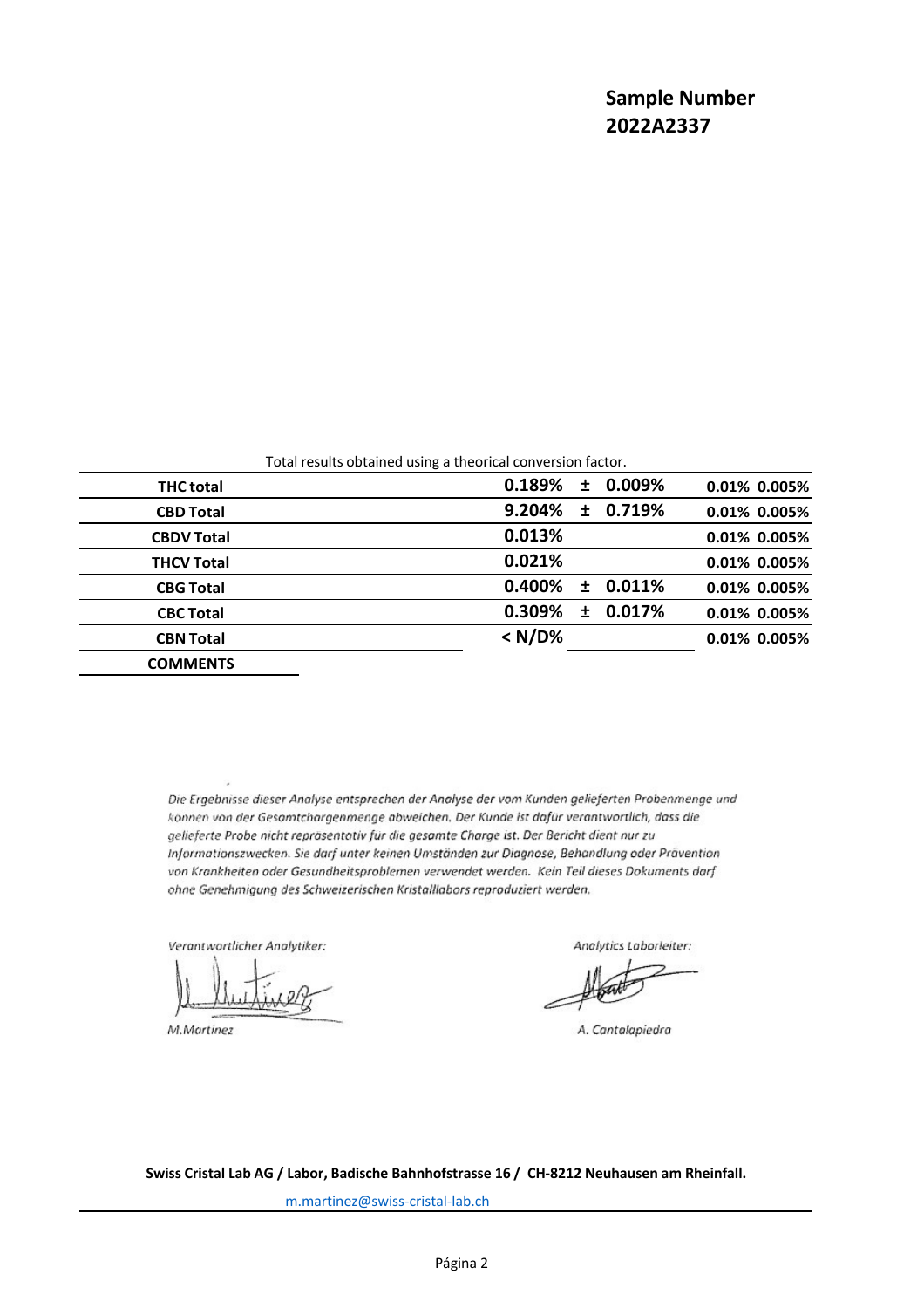**Sample Number**
**2022A2337**

Total results obtained using a theorical conversion factor.

| | | | | | |
|---|---|---|---|---|---|
| **THC total** | **0.189%** | **±** | **0.009%** | **0.01%** | **0.005%** |
| **CBD Total** | **9.204%** | **±** | **0.719%** | **0.01%** | **0.005%** |
| **CBDV Total** | **0.013%** | | | **0.01%** | **0.005%** |
| **THCV Total** | **0.021%** | | | **0.01%** | **0.005%** |
| **CBG Total** | **0.400%** | **±** | **0.011%** | **0.01%** | **0.005%** |
| **CBC Total** | **0.309%** | **±** | **0.017%** | **0.01%** | **0.005%** |
| **CBN Total** | **< N/D%** | | | **0.01%** | **0.005%** |

**COMMENTS**

*Die Ergebnisse dieser Analyse entsprechen der Analyse der vom Kunden gelieferten Probenmenge und können von der Gesamtchargenmenge abweichen. Der Kunde ist dafür verantwortlich, dass die gelieferte Probe nicht repräsentativ für die gesamte Charge ist. Der Bericht dient nur zu Informationszwecken. Sie darf unter keinen Umständen zur Diagnose, Behandlung oder Prävention von Krankheiten oder Gesundheitsproblemen verwendet werden. Kein Teil dieses Dokuments darf ohne Genehmigung des Schweizerischen Kristalllabors reproduziert werden.*

*Verantwortlicher Analytiker:*

*M.Martinez*

*Analytics Laborleiter:*

*A. Cantalapiedra*

**Swiss Cristal Lab AG / Labor, Badische Bahnhofstrasse 16 / CH-8212 Neuhausen am Rheinfall.**

m.martinez@swiss-cristal-lab.ch